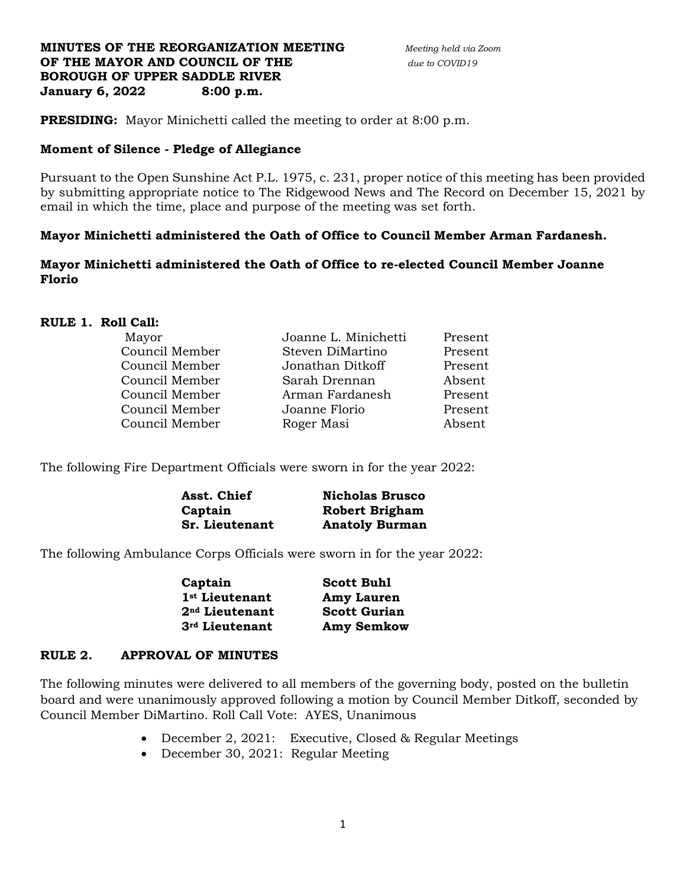**MINUTES OF THE REORGANIZATION MEETING OF THE MAYOR AND COUNCIL OF THE BOROUGH OF UPPER SADDLE RIVER**
**January 6, 2022 8:00 p.m.**

*Meeting held via Zoom due to COVID19*

**PRESIDING:** Mayor Minichetti called the meeting to order at 8:00 p.m.

**Moment of Silence - Pledge of Allegiance**

Pursuant to the Open Sunshine Act P.L. 1975, c. 231, proper notice of this meeting has been provided by submitting appropriate notice to The Ridgewood News and The Record on December 15, 2021 by email in which the time, place and purpose of the meeting was set forth.

**Mayor Minichetti administered the Oath of Office to Council Member Arman Fardanesh.**

**Mayor Minichetti administered the Oath of Office to re-elected Council Member Joanne Florio**

**RULE 1. Roll Call:**

| | | |
|---|---|---|
| Mayor | Joanne L. Minichetti | Present |
| Council Member | Steven DiMartino | Present |
| Council Member | Jonathan Ditkoff | Present |
| Council Member | Sarah Drennan | Absent |
| Council Member | Arman Fardanesh | Present |
| Council Member | Joanne Florio | Present |
| Council Member | Roger Masi | Absent |

The following Fire Department Officials were sworn in for the year 2022:

| | |
|---|---|
| **Asst. Chief** | **Nicholas Brusco** |
| **Captain** | **Robert Brigham** |
| **Sr. Lieutenant** | **Anatoly Burman** |

The following Ambulance Corps Officials were sworn in for the year 2022:

| | |
|---|---|
| **Captain** | **Scott Buhl** |
| **1st Lieutenant** | **Amy Lauren** |
| **2nd Lieutenant** | **Scott Gurian** |
| **3rd Lieutenant** | **Amy Semkow** |

**RULE 2. APPROVAL OF MINUTES**

The following minutes were delivered to all members of the governing body, posted on the bulletin board and were unanimously approved following a motion by Council Member Ditkoff, seconded by Council Member DiMartino. Roll Call Vote: AYES, Unanimous

- December 2, 2021: Executive, Closed & Regular Meetings
- December 30, 2021: Regular Meeting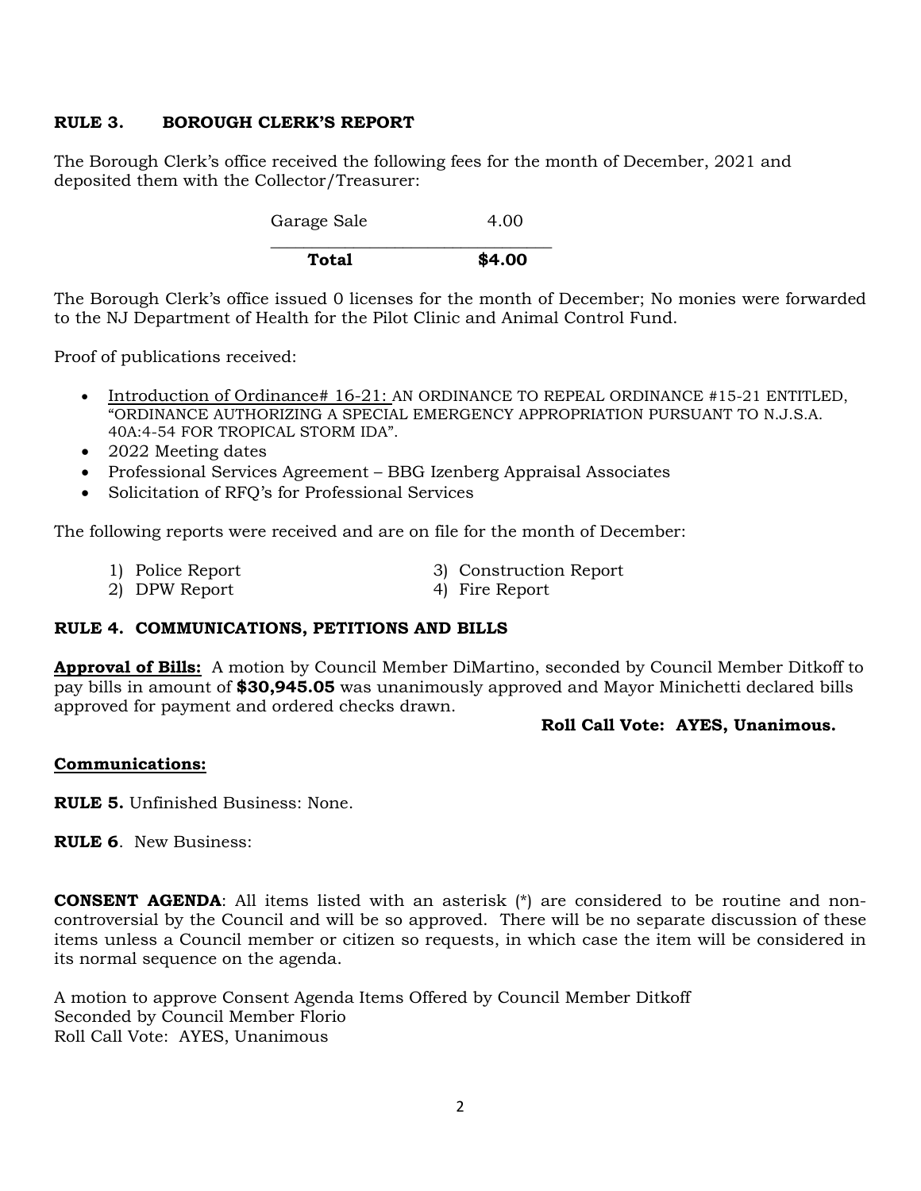**RULE 3. BOROUGH CLERK'S REPORT**

The Borough Clerk's office received the following fees for the month of December, 2021 and deposited them with the Collector/Treasurer:

| | |
|---|---|
| Garage Sale | 4.00 |
| **Total** | **$4.00** |

The Borough Clerk's office issued 0 licenses for the month of December; No monies were forwarded to the NJ Department of Health for the Pilot Clinic and Animal Control Fund.

Proof of publications received:

- Introduction of Ordinance# 16-21: AN ORDINANCE TO REPEAL ORDINANCE #15-21 ENTITLED, "ORDINANCE AUTHORIZING A SPECIAL EMERGENCY APPROPRIATION PURSUANT TO N.J.S.A. 40A:4-54 FOR TROPICAL STORM IDA".
- 2022 Meeting dates
- Professional Services Agreement – BBG Izenberg Appraisal Associates
- Solicitation of RFQ's for Professional Services

The following reports were received and are on file for the month of December:

1) Police Report
2) DPW Report
3) Construction Report
4) Fire Report

**RULE 4. COMMUNICATIONS, PETITIONS AND BILLS**

**Approval of Bills:** A motion by Council Member DiMartino, seconded by Council Member Ditkoff to pay bills in amount of **$30,945.05** was unanimously approved and Mayor Minichetti declared bills approved for payment and ordered checks drawn.

**Roll Call Vote: AYES, Unanimous.**

**Communications:**

**RULE 5.** Unfinished Business: None.

**RULE 6**. New Business:

**CONSENT AGENDA**: All items listed with an asterisk (*) are considered to be routine and non-controversial by the Council and will be so approved. There will be no separate discussion of these items unless a Council member or citizen so requests, in which case the item will be considered in its normal sequence on the agenda.

A motion to approve Consent Agenda Items Offered by Council Member Ditkoff
Seconded by Council Member Florio
Roll Call Vote: AYES, Unanimous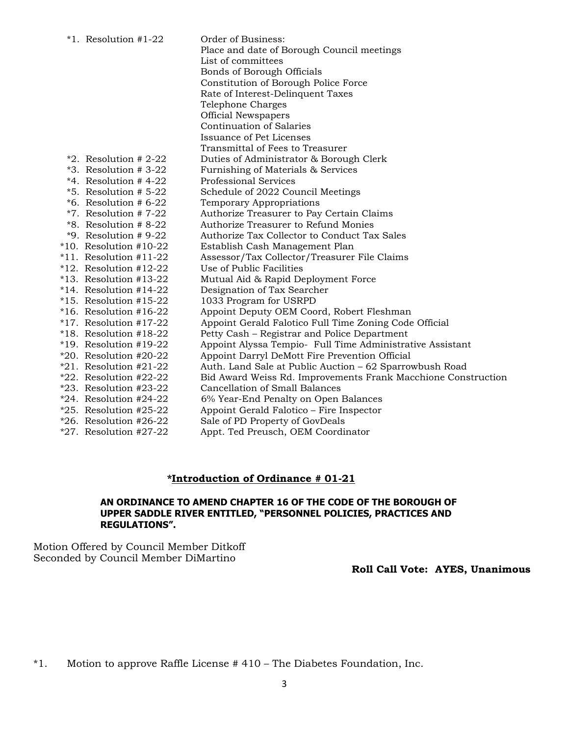| | |
|---|---|
| *1. Resolution #1-22 | Order of Business:<br>Place and date of Borough Council meetings<br>List of committees<br>Bonds of Borough Officials<br>Constitution of Borough Police Force<br>Rate of Interest-Delinquent Taxes<br>Telephone Charges<br>Official Newspapers<br>Continuation of Salaries<br>Issuance of Pet Licenses<br>Transmittal of Fees to Treasurer |
| *2. Resolution # 2-22 | Duties of Administrator & Borough Clerk |
| *3. Resolution # 3-22 | Furnishing of Materials & Services |
| *4. Resolution # 4-22 | Professional Services |
| *5. Resolution # 5-22 | Schedule of 2022 Council Meetings |
| *6. Resolution # 6-22 | Temporary Appropriations |
| *7. Resolution # 7-22 | Authorize Treasurer to Pay Certain Claims |
| *8. Resolution # 8-22 | Authorize Treasurer to Refund Monies |
| *9. Resolution # 9-22 | Authorize Tax Collector to Conduct Tax Sales |
| *10. Resolution #10-22 | Establish Cash Management Plan |
| *11. Resolution #11-22 | Assessor/Tax Collector/Treasurer File Claims |
| *12. Resolution #12-22 | Use of Public Facilities |
| *13. Resolution #13-22 | Mutual Aid & Rapid Deployment Force |
| *14. Resolution #14-22 | Designation of Tax Searcher |
| *15. Resolution #15-22 | 1033 Program for USRPD |
| *16. Resolution #16-22 | Appoint Deputy OEM Coord, Robert Fleshman |
| *17. Resolution #17-22 | Appoint Gerald Falotico Full Time Zoning Code Official |
| *18. Resolution #18-22 | Petty Cash – Registrar and Police Department |
| *19. Resolution #19-22 | Appoint Alyssa Tempio- Full Time Administrative Assistant |
| *20. Resolution #20-22 | Appoint Darryl DeMott Fire Prevention Official |
| *21. Resolution #21-22 | Auth. Land Sale at Public Auction – 62 Sparrowbush Road |
| *22. Resolution #22-22 | Bid Award Weiss Rd. Improvements Frank Macchione Construction |
| *23. Resolution #23-22 | Cancellation of Small Balances |
| *24. Resolution #24-22 | 6% Year-End Penalty on Open Balances |
| *25. Resolution #25-22 | Appoint Gerald Falotico – Fire Inspector |
| *26. Resolution #26-22 | Sale of PD Property of GovDeals |
| *27. Resolution #27-22 | Appt. Ted Preusch, OEM Coordinator |

## *Introduction of Ordinance # 01-21

**AN ORDINANCE TO AMEND CHAPTER 16 OF THE CODE OF THE BOROUGH OF UPPER SADDLE RIVER ENTITLED, "PERSONNEL POLICIES, PRACTICES AND REGULATIONS".**

Motion Offered by Council Member Ditkoff
Seconded by Council Member DiMartino

**Roll Call Vote: AYES, Unanimous**

*1. Motion to approve Raffle License # 410 – The Diabetes Foundation, Inc.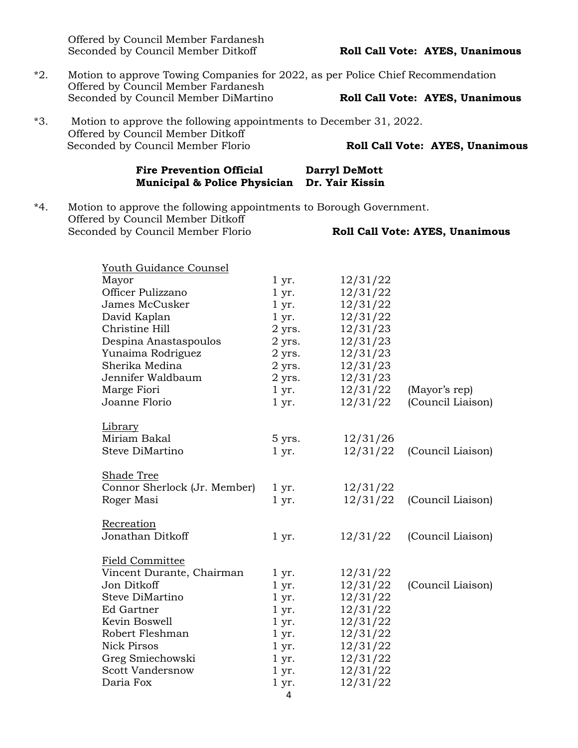Offered by Council Member Fardanesh
Seconded by Council Member Ditkoff **Roll Call Vote: AYES, Unanimous**

*2. Motion to approve Towing Companies for 2022, as per Police Chief Recommendation
Offered by Council Member Fardanesh
Seconded by Council Member DiMartino **Roll Call Vote: AYES, Unanimous**

*3. Motion to approve the following appointments to December 31, 2022.
Offered by Council Member Ditkoff
Seconded by Council Member Florio **Roll Call Vote: AYES, Unanimous**

| | |
|---|---|
| **Fire Prevention Official** | **Darryl DeMott** |
| **Municipal & Police Physician** | **Dr. Yair Kissin** |

*4. Motion to approve the following appointments to Borough Government.
Offered by Council Member Ditkoff
Seconded by Council Member Florio **Roll Call Vote: AYES, Unanimous**

| Name | Term | Expires | Note |
|---|---|---|---|
| Youth Guidance Counsel | | | |
| Mayor | 1 yr. | 12/31/22 | |
| Officer Pulizzano | 1 yr. | 12/31/22 | |
| James McCusker | 1 yr. | 12/31/22 | |
| David Kaplan | 1 yr. | 12/31/22 | |
| Christine Hill | 2 yrs. | 12/31/23 | |
| Despina Anastaspoulos | 2 yrs. | 12/31/23 | |
| Yunaima Rodriguez | 2 yrs. | 12/31/23 | |
| Sherika Medina | 2 yrs. | 12/31/23 | |
| Jennifer Waldbaum | 2 yrs. | 12/31/23 | |
| Marge Fiori | 1 yr. | 12/31/22 | (Mayor's rep) |
| Joanne Florio | 1 yr. | 12/31/22 | (Council Liaison) |
| Library | | | |
| Miriam Bakal | 5 yrs. | 12/31/26 | |
| Steve DiMartino | 1 yr. | 12/31/22 | (Council Liaison) |
| Shade Tree | | | |
| Connor Sherlock (Jr. Member) | 1 yr. | 12/31/22 | |
| Roger Masi | 1 yr. | 12/31/22 | (Council Liaison) |
| Recreation | | | |
| Jonathan Ditkoff | 1 yr. | 12/31/22 | (Council Liaison) |
| Field Committee | | | |
| Vincent Durante, Chairman | 1 yr. | 12/31/22 | |
| Jon Ditkoff | 1 yr. | 12/31/22 | (Council Liaison) |
| Steve DiMartino | 1 yr. | 12/31/22 | |
| Ed Gartner | 1 yr. | 12/31/22 | |
| Kevin Boswell | 1 yr. | 12/31/22 | |
| Robert Fleshman | 1 yr. | 12/31/22 | |
| Nick Pirsos | 1 yr. | 12/31/22 | |
| Greg Smiechowski | 1 yr. | 12/31/22 | |
| Scott Vandersnow | 1 yr. | 12/31/22 | |
| Daria Fox | 1 yr. | 12/31/22 | |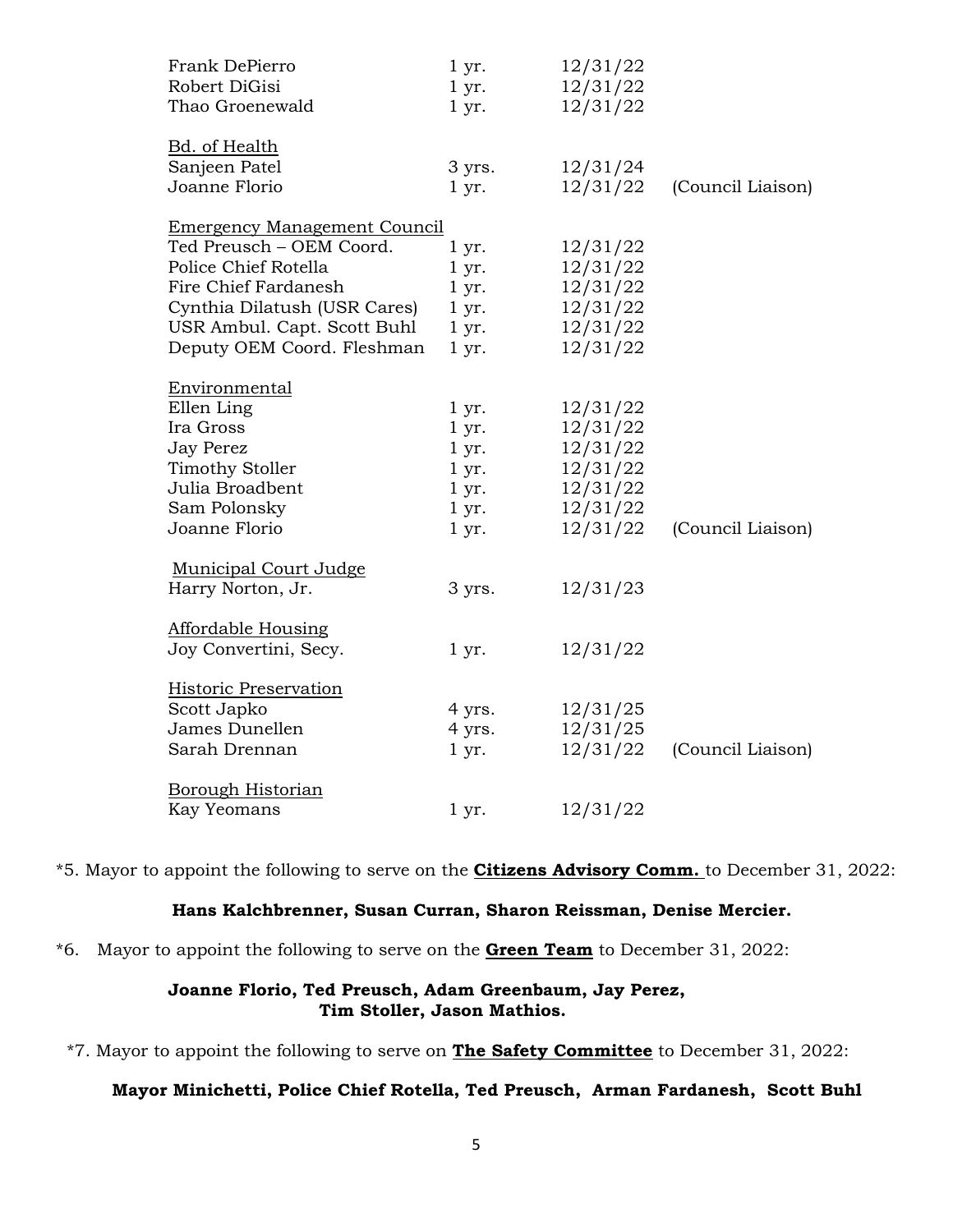| | | | |
|---|---|---|---|
| Frank DePierro | 1 yr. | 12/31/22 | |
| Robert DiGisi | 1 yr. | 12/31/22 | |
| Thao Groenewald | 1 yr. | 12/31/22 | |
| | | | |
| <u>Bd. of Health</u> | | | |
| Sanjeen Patel | 3 yrs. | 12/31/24 | |
| Joanne Florio | 1 yr. | 12/31/22 | (Council Liaison) |
| | | | |
| <u>Emergency Management Council</u> | | | |
| Ted Preusch – OEM Coord. | 1 yr. | 12/31/22 | |
| Police Chief Rotella | 1 yr. | 12/31/22 | |
| Fire Chief Fardanesh | 1 yr. | 12/31/22 | |
| Cynthia Dilatush (USR Cares) | 1 yr. | 12/31/22 | |
| USR Ambul. Capt. Scott Buhl | 1 yr. | 12/31/22 | |
| Deputy OEM Coord. Fleshman | 1 yr. | 12/31/22 | |
| | | | |
| <u>Environmental</u> | | | |
| Ellen Ling | 1 yr. | 12/31/22 | |
| Ira Gross | 1 yr. | 12/31/22 | |
| Jay Perez | 1 yr. | 12/31/22 | |
| Timothy Stoller | 1 yr. | 12/31/22 | |
| Julia Broadbent | 1 yr. | 12/31/22 | |
| Sam Polonsky | 1 yr. | 12/31/22 | |
| Joanne Florio | 1 yr. | 12/31/22 | (Council Liaison) |
| | | | |
| <u>Municipal Court Judge</u> | | | |
| Harry Norton, Jr. | 3 yrs. | 12/31/23 | |
| | | | |
| <u>Affordable Housing</u> | | | |
| Joy Convertini, Secy. | 1 yr. | 12/31/22 | |
| | | | |
| <u>Historic Preservation</u> | | | |
| Scott Japko | 4 yrs. | 12/31/25 | |
| James Dunellen | 4 yrs. | 12/31/25 | |
| Sarah Drennan | 1 yr. | 12/31/22 | (Council Liaison) |
| | | | |
| <u>Borough Historian</u> | | | |
| Kay Yeomans | 1 yr. | 12/31/22 | |

*5. Mayor to appoint the following to serve on the **<u>Citizens Advisory Comm.</u>** to December 31, 2022:

**Hans Kalchbrenner, Susan Curran, Sharon Reissman, Denise Mercier.**

*6. Mayor to appoint the following to serve on the **<u>Green Team</u>** to December 31, 2022:

**Joanne Florio, Ted Preusch, Adam Greenbaum, Jay Perez, Tim Stoller, Jason Mathios.**

*7. Mayor to appoint the following to serve on **<u>The Safety Committee</u>** to December 31, 2022:

**Mayor Minichetti, Police Chief Rotella, Ted Preusch, Arman Fardanesh, Scott Buhl**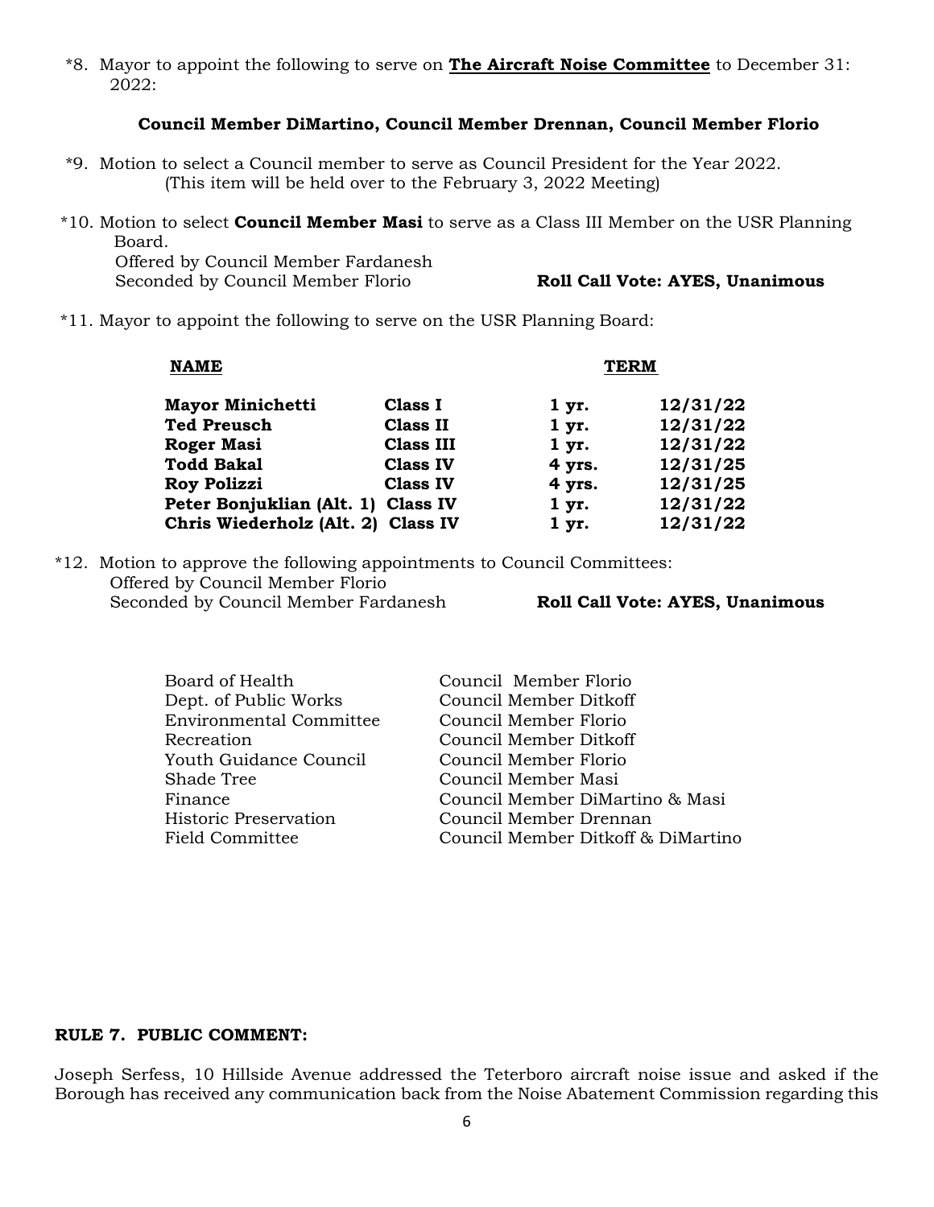*8. Mayor to appoint the following to serve on **The Aircraft Noise Committee** to December 31: 2022:

**Council Member DiMartino, Council Member Drennan, Council Member Florio**

*9. Motion to select a Council member to serve as Council President for the Year 2022. (This item will be held over to the February 3, 2022 Meeting)

*10. Motion to select **Council Member Masi** to serve as a Class III Member on the USR Planning Board.
Offered by Council Member Fardanesh
Seconded by Council Member Florio **Roll Call Vote: AYES, Unanimous**

*11. Mayor to appoint the following to serve on the USR Planning Board:

| **NAME** | | **TERM** | |
|---|---|---|---|
| **Mayor Minichetti** | **Class I** | **1 yr.** | **12/31/22** |
| **Ted Preusch** | **Class II** | **1 yr.** | **12/31/22** |
| **Roger Masi** | **Class III** | **1 yr.** | **12/31/22** |
| **Todd Bakal** | **Class IV** | **4 yrs.** | **12/31/25** |
| **Roy Polizzi** | **Class IV** | **4 yrs.** | **12/31/25** |
| **Peter Bonjuklian (Alt. 1)** | **Class IV** | **1 yr.** | **12/31/22** |
| **Chris Wiederholz (Alt. 2)** | **Class IV** | **1 yr.** | **12/31/22** |

*12. Motion to approve the following appointments to Council Committees:
Offered by Council Member Florio
Seconded by Council Member Fardanesh **Roll Call Vote: AYES, Unanimous**

| | |
|---|---|
| Board of Health | Council Member Florio |
| Dept. of Public Works | Council Member Ditkoff |
| Environmental Committee | Council Member Florio |
| Recreation | Council Member Ditkoff |
| Youth Guidance Council | Council Member Florio |
| Shade Tree | Council Member Masi |
| Finance | Council Member DiMartino & Masi |
| Historic Preservation | Council Member Drennan |
| Field Committee | Council Member Ditkoff & DiMartino |

**RULE 7. PUBLIC COMMENT:**

Joseph Serfess, 10 Hillside Avenue addressed the Teterboro aircraft noise issue and asked if the Borough has received any communication back from the Noise Abatement Commission regarding this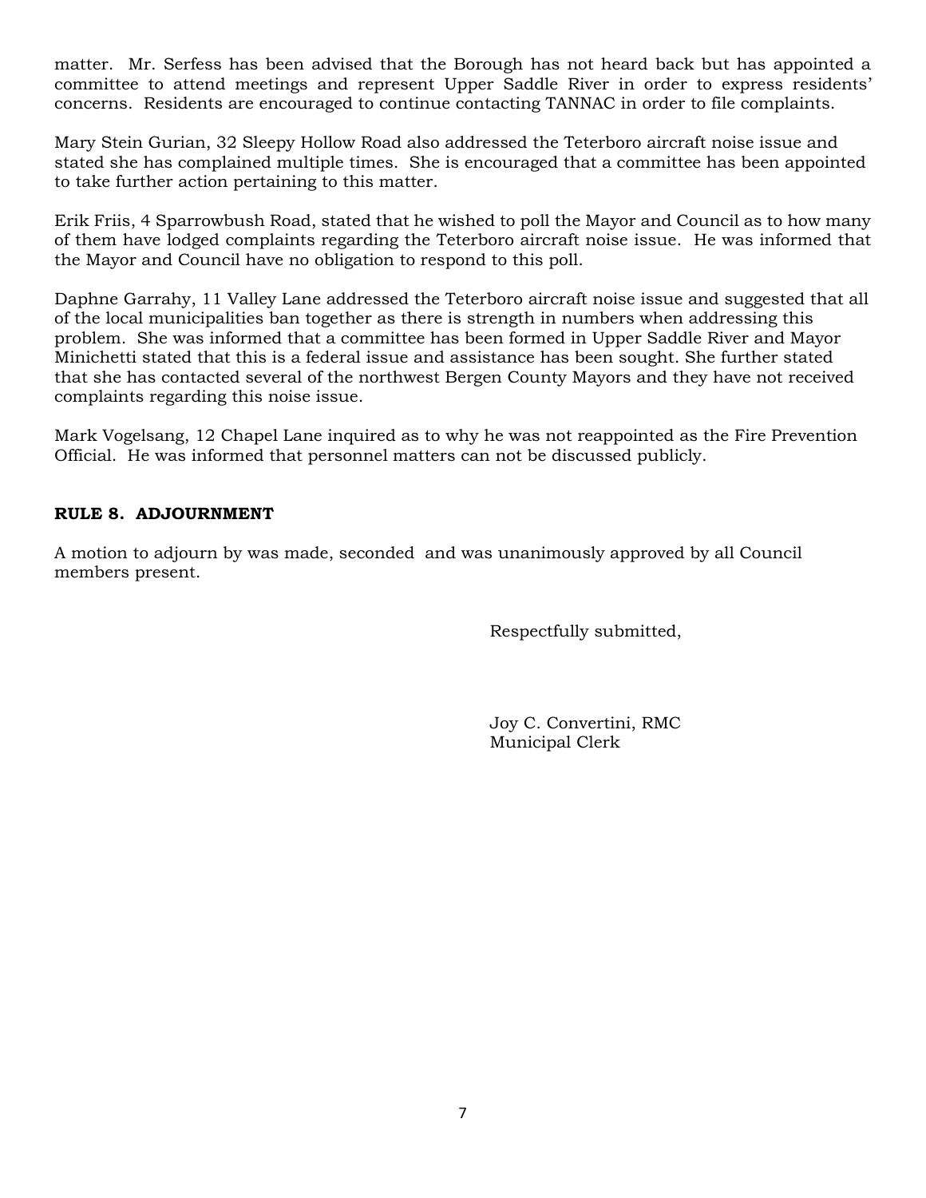matter. Mr. Serfess has been advised that the Borough has not heard back but has appointed a committee to attend meetings and represent Upper Saddle River in order to express residents' concerns. Residents are encouraged to continue contacting TANNAC in order to file complaints.

Mary Stein Gurian, 32 Sleepy Hollow Road also addressed the Teterboro aircraft noise issue and stated she has complained multiple times. She is encouraged that a committee has been appointed to take further action pertaining to this matter.

Erik Friis, 4 Sparrowbush Road, stated that he wished to poll the Mayor and Council as to how many of them have lodged complaints regarding the Teterboro aircraft noise issue. He was informed that the Mayor and Council have no obligation to respond to this poll.

Daphne Garrahy, 11 Valley Lane addressed the Teterboro aircraft noise issue and suggested that all of the local municipalities ban together as there is strength in numbers when addressing this problem. She was informed that a committee has been formed in Upper Saddle River and Mayor Minichetti stated that this is a federal issue and assistance has been sought. She further stated that she has contacted several of the northwest Bergen County Mayors and they have not received complaints regarding this noise issue.

Mark Vogelsang, 12 Chapel Lane inquired as to why he was not reappointed as the Fire Prevention Official. He was informed that personnel matters can not be discussed publicly.

## RULE 8. ADJOURNMENT

A motion to adjourn by was made, seconded and was unanimously approved by all Council members present.

Respectfully submitted,

Joy C. Convertini, RMC
Municipal Clerk